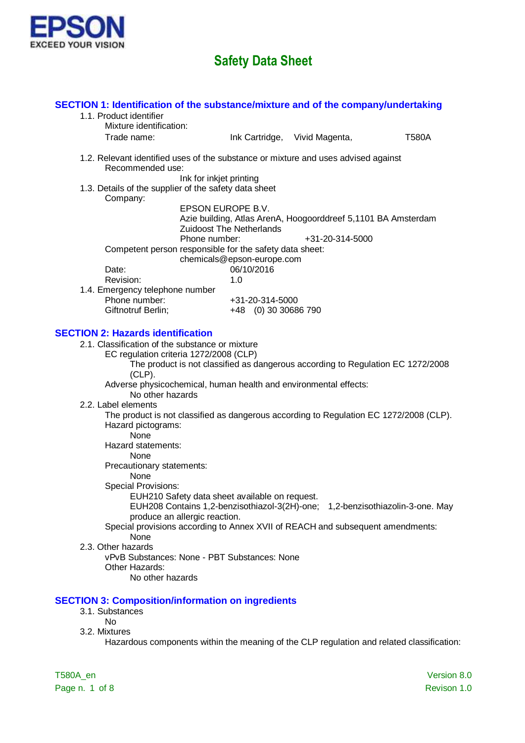EPSON
EXCEED YOUR VISION

# Safety Data Sheet

## SECTION 1: Identification of the substance/mixture and of the company/undertaking

1.1. Product identifier

Mixture identification:

Trade name: Ink Cartridge, Vivid Magenta, T580A

1.2. Relevant identified uses of the substance or mixture and uses advised against

Recommended use:

Ink for inkjet printing

1.3. Details of the supplier of the safety data sheet

Company:

EPSON EUROPE B.V.
Azie building, Atlas ArenA, Hoogoorddreef 5,1101 BA Amsterdam
Zuidoost The Netherlands
Phone number: +31-20-314-5000

Competent person responsible for the safety data sheet:

chemicals@epson-europe.com

Date: 06/10/2016

Revision: 1.0

1.4. Emergency telephone number

Phone number: +31-20-314-5000

Giftnotruf Berlin; +48 (0) 30 30686 790

## SECTION 2: Hazards identification

2.1. Classification of the substance or mixture

EC regulation criteria 1272/2008 (CLP)

The product is not classified as dangerous according to Regulation EC 1272/2008 (CLP).

Adverse physicochemical, human health and environmental effects:

No other hazards

2.2. Label elements

The product is not classified as dangerous according to Regulation EC 1272/2008 (CLP).

Hazard pictograms:

None

Hazard statements:

None

Precautionary statements:

None

Special Provisions:

EUH210 Safety data sheet available on request.

EUH208 Contains 1,2-benzisothiazol-3(2H)-one; 1,2-benzisothiazolin-3-one. May produce an allergic reaction.

Special provisions according to Annex XVII of REACH and subsequent amendments:

None

2.3. Other hazards

vPvB Substances: None - PBT Substances: None

Other Hazards:

No other hazards

## SECTION 3: Composition/information on ingredients

3.1. Substances

No

3.2. Mixtures

Hazardous components within the meaning of the CLP regulation and related classification: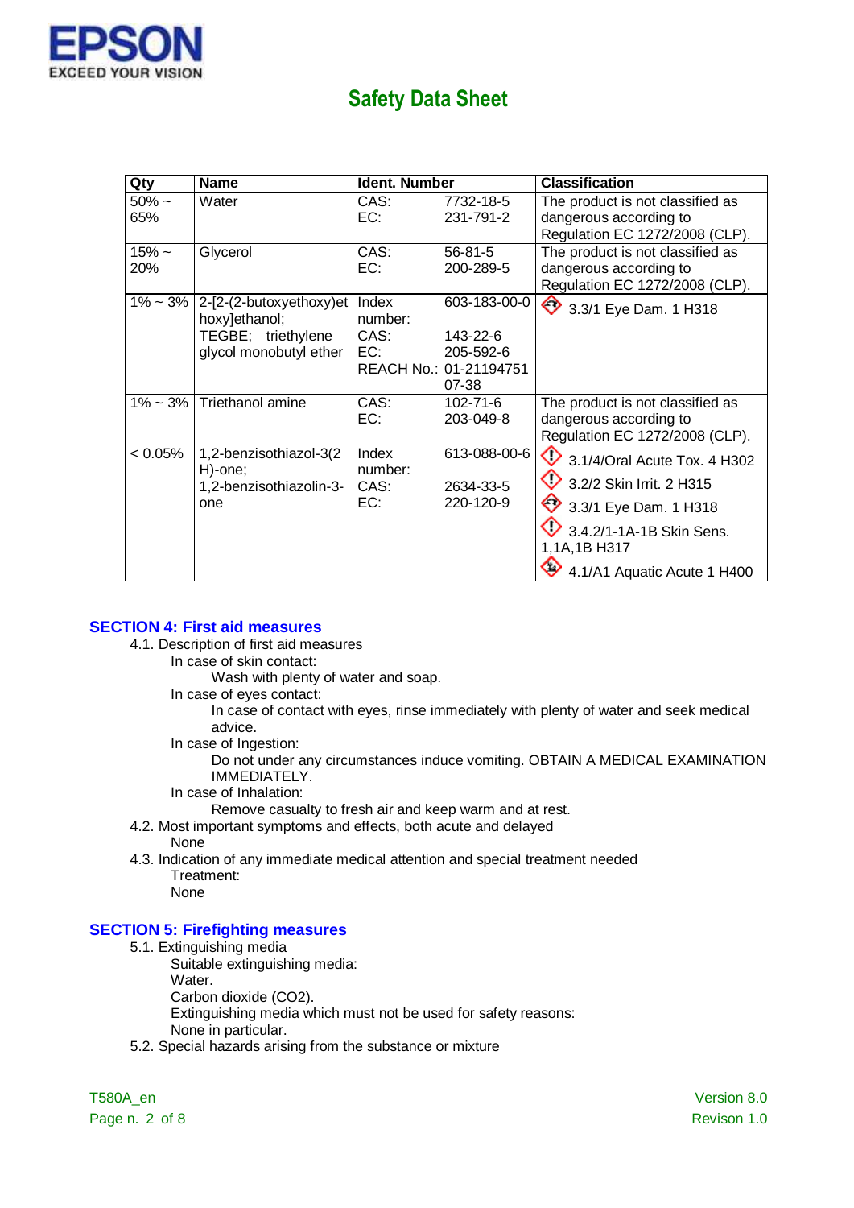# Safety Data Sheet

| Qty | Name | Ident. Number | | Classification |
|---|---|---|---|---|
| 50% ~ 65% | Water | CAS:<br>EC: | 7732-18-5<br>231-791-2 | The product is not classified as dangerous according to Regulation EC 1272/2008 (CLP). |
| 15% ~ 20% | Glycerol | CAS:<br>EC: | 56-81-5<br>200-289-5 | The product is not classified as dangerous according to Regulation EC 1272/2008 (CLP). |
| 1% ~ 3% | 2-[2-(2-butoxyethoxy)ethoxy]ethanol;<br>TEGBE; triethylene glycol monobutyl ether | Index number:<br>CAS:<br>EC:<br>REACH No.: | 603-183-00-0<br>143-22-6<br>205-592-6<br>01-2119475107-38 | 3.3/1 Eye Dam. 1 H318 |
| 1% ~ 3% | Triethanol amine | CAS:<br>EC: | 102-71-6<br>203-049-8 | The product is not classified as dangerous according to Regulation EC 1272/2008 (CLP). |
| < 0.05% | 1,2-benzisothiazol-3(2H)-one;<br>1,2-benzisothiazolin-3-one | Index number:<br>CAS:<br>EC: | 613-088-00-6<br>2634-33-5<br>220-120-9 | 3.1/4/Oral Acute Tox. 4 H302<br>3.2/2 Skin Irrit. 2 H315<br>3.3/1 Eye Dam. 1 H318<br>3.4.2/1-1A-1B Skin Sens. 1,1A,1B H317<br>4.1/A1 Aquatic Acute 1 H400 |

## SECTION 4: First aid measures

4.1. Description of first aid measures

In case of skin contact:

Wash with plenty of water and soap.

In case of eyes contact:

In case of contact with eyes, rinse immediately with plenty of water and seek medical advice.

In case of Ingestion:

Do not under any circumstances induce vomiting. OBTAIN A MEDICAL EXAMINATION IMMEDIATELY.

In case of Inhalation:

Remove casualty to fresh air and keep warm and at rest.

4.2. Most important symptoms and effects, both acute and delayed

None

4.3. Indication of any immediate medical attention and special treatment needed

Treatment:

None

## SECTION 5: Firefighting measures

5.1. Extinguishing media

Suitable extinguishing media:

Water.

Carbon dioxide ($CO_2$).

Extinguishing media which must not be used for safety reasons:

None in particular.

5.2. Special hazards arising from the substance or mixture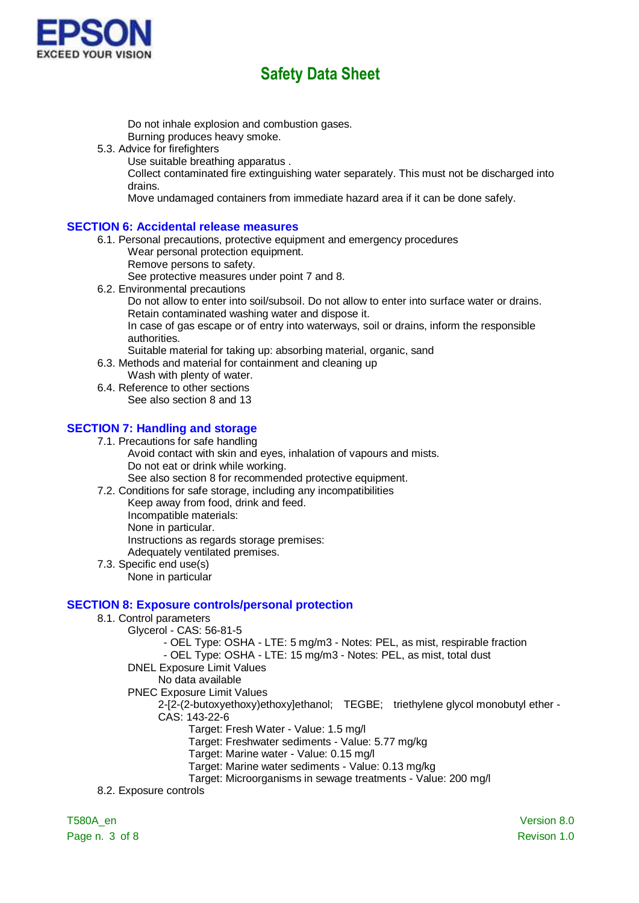Do not inhale explosion and combustion gases.
Burning produces heavy smoke.

5.3. Advice for firefighters
Use suitable breathing apparatus .
Collect contaminated fire extinguishing water separately. This must not be discharged into drains.
Move undamaged containers from immediate hazard area if it can be done safely.

## SECTION 6: Accidental release measures

6.1. Personal precautions, protective equipment and emergency procedures
Wear personal protection equipment.
Remove persons to safety.
See protective measures under point 7 and 8.

6.2. Environmental precautions
Do not allow to enter into soil/subsoil. Do not allow to enter into surface water or drains.
Retain contaminated washing water and dispose it.
In case of gas escape or of entry into waterways, soil or drains, inform the responsible authorities.
Suitable material for taking up: absorbing material, organic, sand

6.3. Methods and material for containment and cleaning up
Wash with plenty of water.

6.4. Reference to other sections
See also section 8 and 13

## SECTION 7: Handling and storage

7.1. Precautions for safe handling
Avoid contact with skin and eyes, inhalation of vapours and mists.
Do not eat or drink while working.
See also section 8 for recommended protective equipment.

7.2. Conditions for safe storage, including any incompatibilities
Keep away from food, drink and feed.
Incompatible materials:
None in particular.
Instructions as regards storage premises:
Adequately ventilated premises.

7.3. Specific end use(s)
None in particular

## SECTION 8: Exposure controls/personal protection

8.1. Control parameters
Glycerol - CAS: 56-81-5
- OEL Type: OSHA - LTE: 5 mg/m3 - Notes: PEL, as mist, respirable fraction
- OEL Type: OSHA - LTE: 15 mg/m3 - Notes: PEL, as mist, total dust

DNEL Exposure Limit Values
No data available

PNEC Exposure Limit Values
2-[2-(2-butoxyethoxy)ethoxy]ethanol; TEGBE; triethylene glycol monobutyl ether - CAS: 143-22-6
Target: Fresh Water - Value: 1.5 mg/l
Target: Freshwater sediments - Value: 5.77 mg/kg
Target: Marine water - Value: 0.15 mg/l
Target: Marine water sediments - Value: 0.13 mg/kg
Target: Microorganisms in sewage treatments - Value: 200 mg/l

8.2. Exposure controls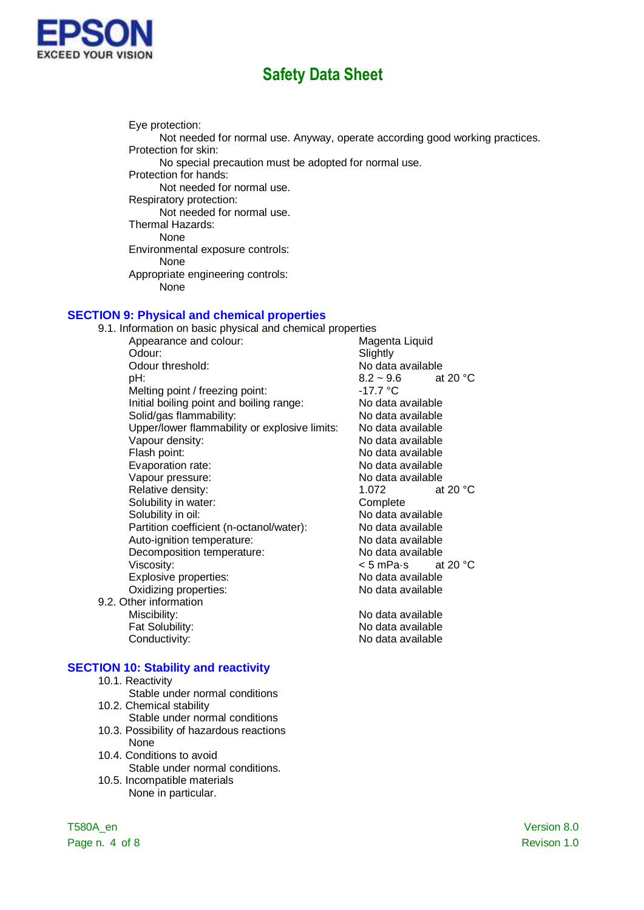Eye protection:

Not needed for normal use. Anyway, operate according good working practices.

Protection for skin:

No special precaution must be adopted for normal use.

Protection for hands:

Not needed for normal use.

Respiratory protection:

Not needed for normal use.

Thermal Hazards:

None

Environmental exposure controls:

None

Appropriate engineering controls:

None

## SECTION 9: Physical and chemical properties

9.1. Information on basic physical and chemical properties

| | | |
|---|---|---|
| Appearance and colour: | Magenta Liquid | |
| Odour: | Slightly | |
| Odour threshold: | No data available | |
| pH: | 8.2 ~ 9.6 | at 20 °C |
| Melting point / freezing point: | -17.7 °C | |
| Initial boiling point and boiling range: | No data available | |
| Solid/gas flammability: | No data available | |
| Upper/lower flammability or explosive limits: | No data available | |
| Vapour density: | No data available | |
| Flash point: | No data available | |
| Evaporation rate: | No data available | |
| Vapour pressure: | No data available | |
| Relative density: | 1.072 | at 20 °C |
| Solubility in water: | Complete | |
| Solubility in oil: | No data available | |
| Partition coefficient (n-octanol/water): | No data available | |
| Auto-ignition temperature: | No data available | |
| Decomposition temperature: | No data available | |
| Viscosity: | < 5 mPa·s | at 20 °C |
| Explosive properties: | No data available | |
| Oxidizing properties: | No data available | |

9.2. Other information

| | |
|---|---|
| Miscibility: | No data available |
| Fat Solubility: | No data available |
| Conductivity: | No data available |

## SECTION 10: Stability and reactivity

10.1. Reactivity

Stable under normal conditions

10.2. Chemical stability

Stable under normal conditions

10.3. Possibility of hazardous reactions

None

10.4. Conditions to avoid

Stable under normal conditions.

10.5. Incompatible materials

None in particular.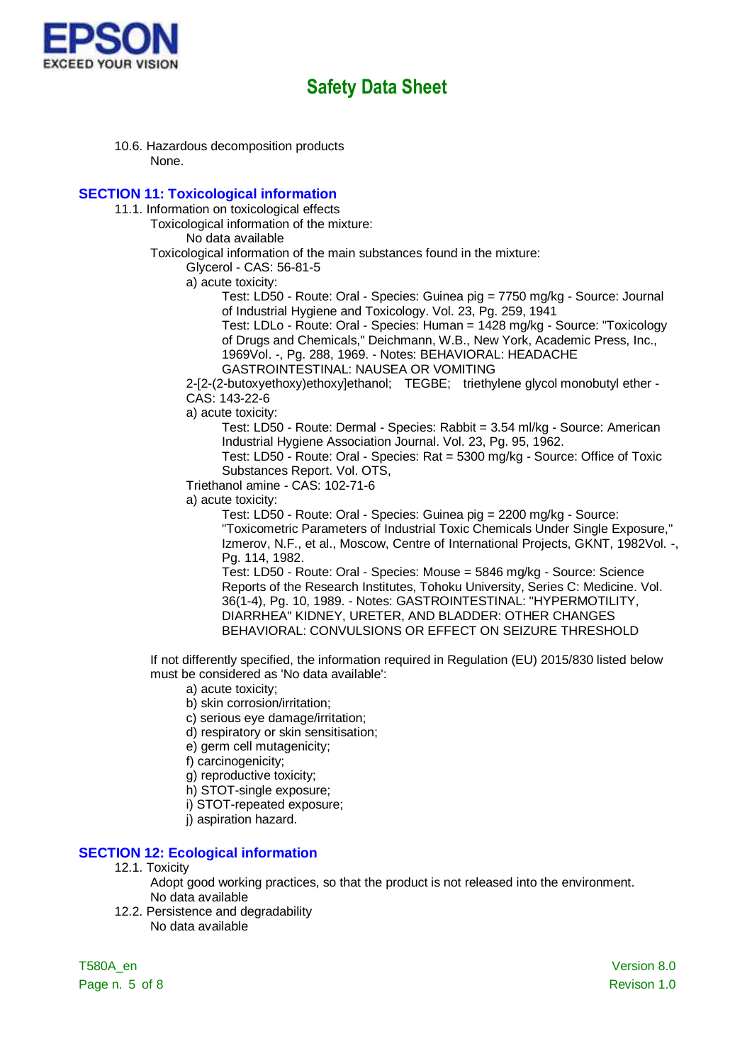10.6. Hazardous decomposition products

None.

## SECTION 11: Toxicological information

11.1. Information on toxicological effects

Toxicological information of the mixture:

No data available

Toxicological information of the main substances found in the mixture:

Glycerol - CAS: 56-81-5

a) acute toxicity:

Test: LD50 - Route: Oral - Species: Guinea pig = 7750 mg/kg - Source: Journal of Industrial Hygiene and Toxicology. Vol. 23, Pg. 259, 1941

Test: LDLo - Route: Oral - Species: Human = 1428 mg/kg - Source: "Toxicology of Drugs and Chemicals," Deichmann, W.B., New York, Academic Press, Inc., 1969Vol. -, Pg. 288, 1969. - Notes: BEHAVIORAL: HEADACHE GASTROINTESTINAL: NAUSEA OR VOMITING

2-[2-(2-butoxyethoxy)ethoxy]ethanol; TEGBE; triethylene glycol monobutyl ether - CAS: 143-22-6

a) acute toxicity:

Test: LD50 - Route: Dermal - Species: Rabbit = 3.54 ml/kg - Source: American Industrial Hygiene Association Journal. Vol. 23, Pg. 95, 1962.

Test: LD50 - Route: Oral - Species: Rat = 5300 mg/kg - Source: Office of Toxic Substances Report. Vol. OTS,

Triethanol amine - CAS: 102-71-6

a) acute toxicity:

Test: LD50 - Route: Oral - Species: Guinea pig = 2200 mg/kg - Source: "Toxicometric Parameters of Industrial Toxic Chemicals Under Single Exposure," Izmerov, N.F., et al., Moscow, Centre of International Projects, GKNT, 1982Vol. -, Pg. 114, 1982.

Test: LD50 - Route: Oral - Species: Mouse = 5846 mg/kg - Source: Science Reports of the Research Institutes, Tohoku University, Series C: Medicine. Vol. 36(1-4), Pg. 10, 1989. - Notes: GASTROINTESTINAL: "HYPERMOTILITY, DIARRHEA" KIDNEY, URETER, AND BLADDER: OTHER CHANGES BEHAVIORAL: CONVULSIONS OR EFFECT ON SEIZURE THRESHOLD

If not differently specified, the information required in Regulation (EU) 2015/830 listed below must be considered as 'No data available':

a) acute toxicity;
b) skin corrosion/irritation;
c) serious eye damage/irritation;
d) respiratory or skin sensitisation;
e) germ cell mutagenicity;
f) carcinogenicity;
g) reproductive toxicity;
h) STOT-single exposure;
i) STOT-repeated exposure;
j) aspiration hazard.

## SECTION 12: Ecological information

12.1. Toxicity

Adopt good working practices, so that the product is not released into the environment.

No data available

12.2. Persistence and degradability

No data available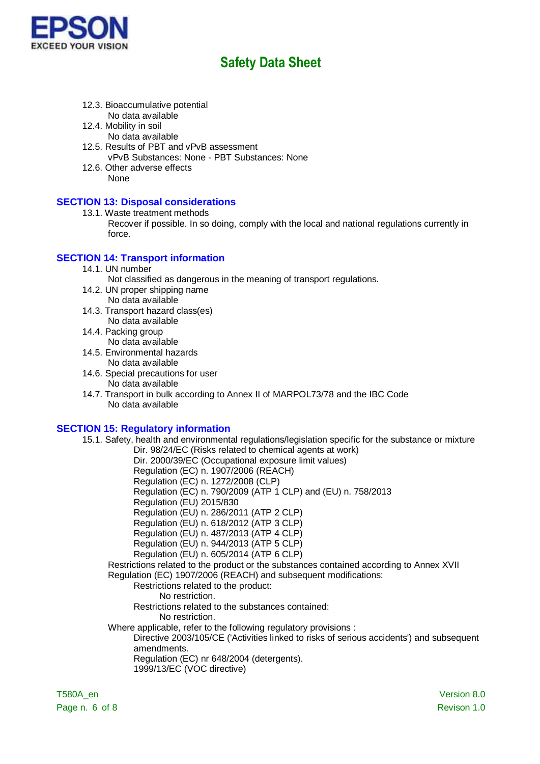12.3. Bioaccumulative potential

No data available

12.4. Mobility in soil

No data available

12.5. Results of PBT and vPvB assessment

vPvB Substances: None - PBT Substances: None

12.6. Other adverse effects

None

## SECTION 13: Disposal considerations

13.1. Waste treatment methods

Recover if possible. In so doing, comply with the local and national regulations currently in force.

## SECTION 14: Transport information

14.1. UN number

Not classified as dangerous in the meaning of transport regulations.

14.2. UN proper shipping name

No data available

14.3. Transport hazard class(es)

No data available

14.4. Packing group

No data available

14.5. Environmental hazards

No data available

14.6. Special precautions for user

No data available

14.7. Transport in bulk according to Annex II of MARPOL73/78 and the IBC Code

No data available

## SECTION 15: Regulatory information

15.1. Safety, health and environmental regulations/legislation specific for the substance or mixture

- Dir. 98/24/EC (Risks related to chemical agents at work)
- Dir. 2000/39/EC (Occupational exposure limit values)
- Regulation (EC) n. 1907/2006 (REACH)
- Regulation (EC) n. 1272/2008 (CLP)
- Regulation (EC) n. 790/2009 (ATP 1 CLP) and (EU) n. 758/2013
- Regulation (EU) 2015/830
- Regulation (EU) n. 286/2011 (ATP 2 CLP)
- Regulation (EU) n. 618/2012 (ATP 3 CLP)
- Regulation (EU) n. 487/2013 (ATP 4 CLP)
- Regulation (EU) n. 944/2013 (ATP 5 CLP)
- Regulation (EU) n. 605/2014 (ATP 6 CLP)

Restrictions related to the product or the substances contained according to Annex XVII Regulation (EC) 1907/2006 (REACH) and subsequent modifications:

Restrictions related to the product:

No restriction.

Restrictions related to the substances contained:

No restriction.

Where applicable, refer to the following regulatory provisions :

- Directive 2003/105/CE ('Activities linked to risks of serious accidents') and subsequent amendments.
- Regulation (EC) nr 648/2004 (detergents).
- 1999/13/EC (VOC directive)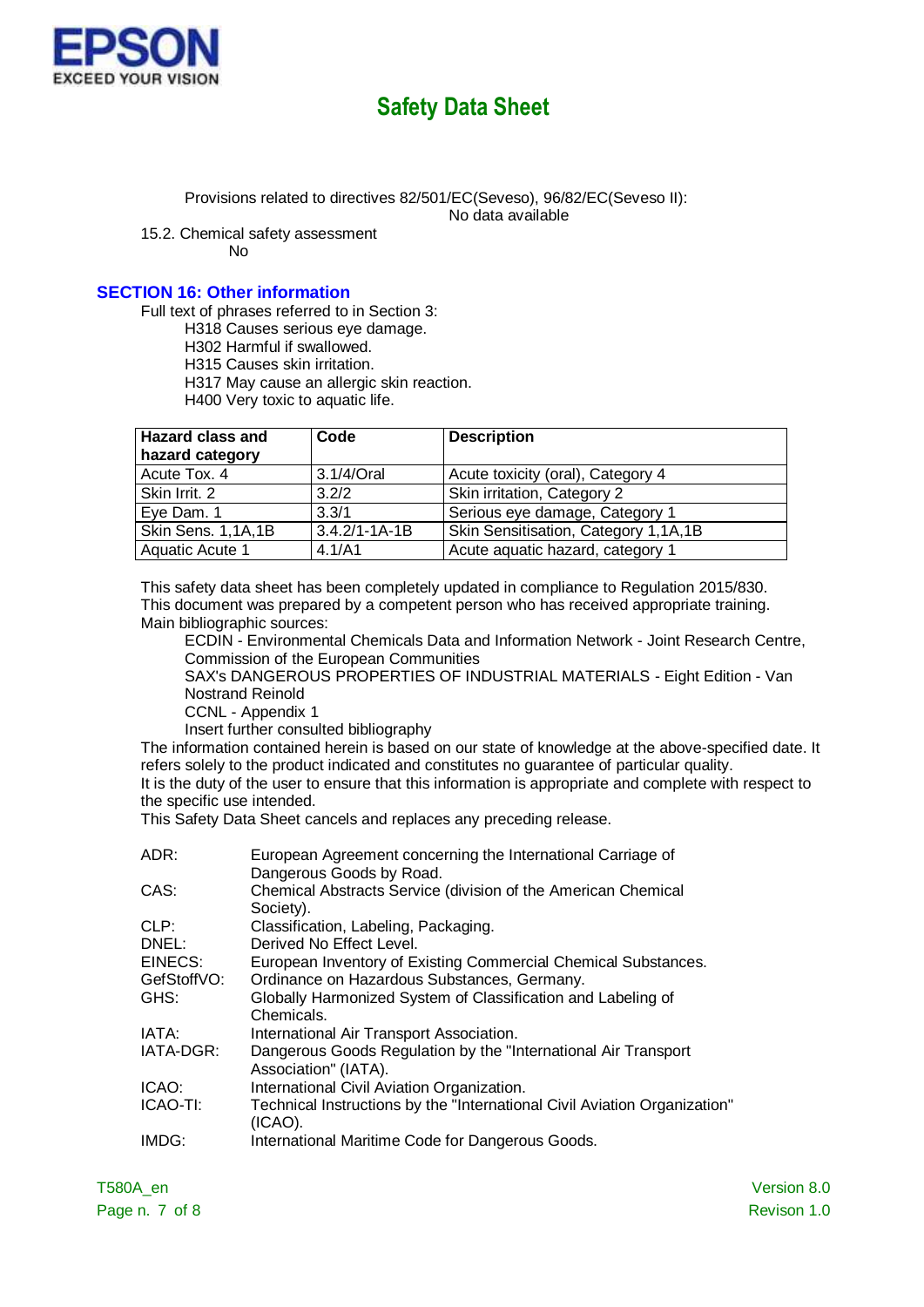Provisions related to directives 82/501/EC(Seveso), 96/82/EC(Seveso II):
No data available

15.2. Chemical safety assessment
No

## SECTION 16: Other information

Full text of phrases referred to in Section 3:

H318 Causes serious eye damage.
H302 Harmful if swallowed.
H315 Causes skin irritation.
H317 May cause an allergic skin reaction.
H400 Very toxic to aquatic life.

| Hazard class and hazard category | Code | Description |
|---|---|---|
| Acute Tox. 4 | 3.1/4/Oral | Acute toxicity (oral), Category 4 |
| Skin Irrit. 2 | 3.2/2 | Skin irritation, Category 2 |
| Eye Dam. 1 | 3.3/1 | Serious eye damage, Category 1 |
| Skin Sens. 1,1A,1B | 3.4.2/1-1A-1B | Skin Sensitisation, Category 1,1A,1B |
| Aquatic Acute 1 | 4.1/A1 | Acute aquatic hazard, category 1 |

This safety data sheet has been completely updated in compliance to Regulation 2015/830.
This document was prepared by a competent person who has received appropriate training.
Main bibliographic sources:

ECDIN - Environmental Chemicals Data and Information Network - Joint Research Centre, Commission of the European Communities
SAX's DANGEROUS PROPERTIES OF INDUSTRIAL MATERIALS - Eight Edition - Van Nostrand Reinold
CCNL - Appendix 1
Insert further consulted bibliography

The information contained herein is based on our state of knowledge at the above-specified date. It refers solely to the product indicated and constitutes no guarantee of particular quality.
It is the duty of the user to ensure that this information is appropriate and complete with respect to the specific use intended.
This Safety Data Sheet cancels and replaces any preceding release.

| | |
|---|---|
| ADR: | European Agreement concerning the International Carriage of Dangerous Goods by Road. |
| CAS: | Chemical Abstracts Service (division of the American Chemical Society). |
| CLP: | Classification, Labeling, Packaging. |
| DNEL: | Derived No Effect Level. |
| EINECS: | European Inventory of Existing Commercial Chemical Substances. |
| GefStoffVO: | Ordinance on Hazardous Substances, Germany. |
| GHS: | Globally Harmonized System of Classification and Labeling of Chemicals. |
| IATA: | International Air Transport Association. |
| IATA-DGR: | Dangerous Goods Regulation by the "International Air Transport Association" (IATA). |
| ICAO: | International Civil Aviation Organization. |
| ICAO-TI: | Technical Instructions by the "International Civil Aviation Organization" (ICAO). |
| IMDG: | International Maritime Code for Dangerous Goods. |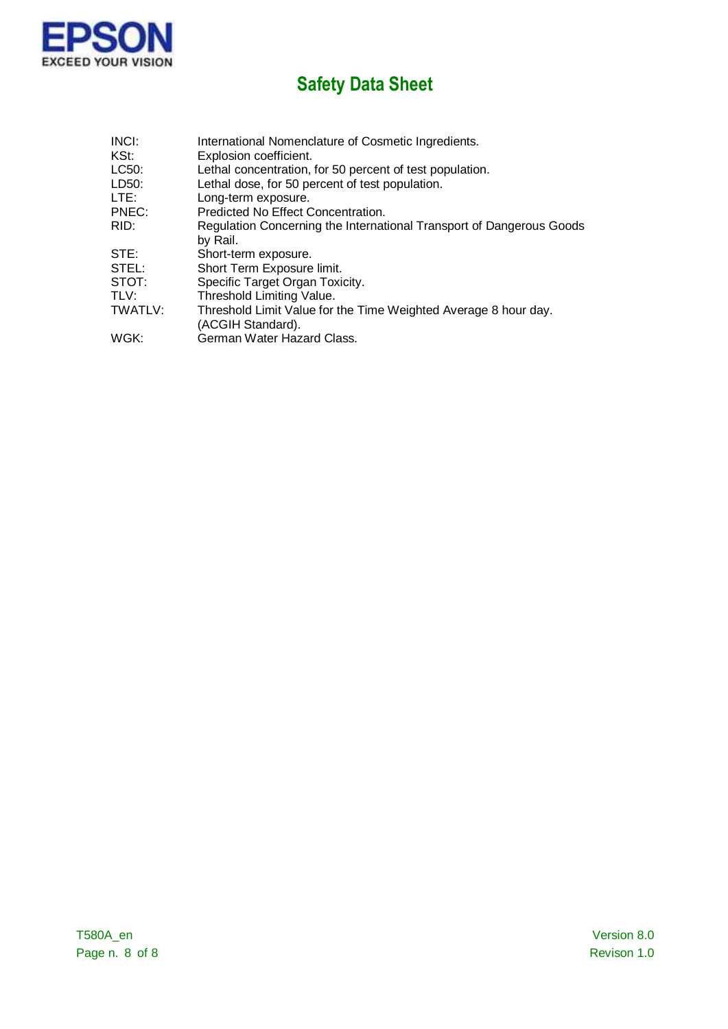| | |
|---|---|
| INCI: | International Nomenclature of Cosmetic Ingredients. |
| KSt: | Explosion coefficient. |
| LC50: | Lethal concentration, for 50 percent of test population. |
| LD50: | Lethal dose, for 50 percent of test population. |
| LTE: | Long-term exposure. |
| PNEC: | Predicted No Effect Concentration. |
| RID: | Regulation Concerning the International Transport of Dangerous Goods by Rail. |
| STE: | Short-term exposure. |
| STEL: | Short Term Exposure limit. |
| STOT: | Specific Target Organ Toxicity. |
| TLV: | Threshold Limiting Value. |
| TWATLV: | Threshold Limit Value for the Time Weighted Average 8 hour day. (ACGIH Standard). |
| WGK: | German Water Hazard Class. |